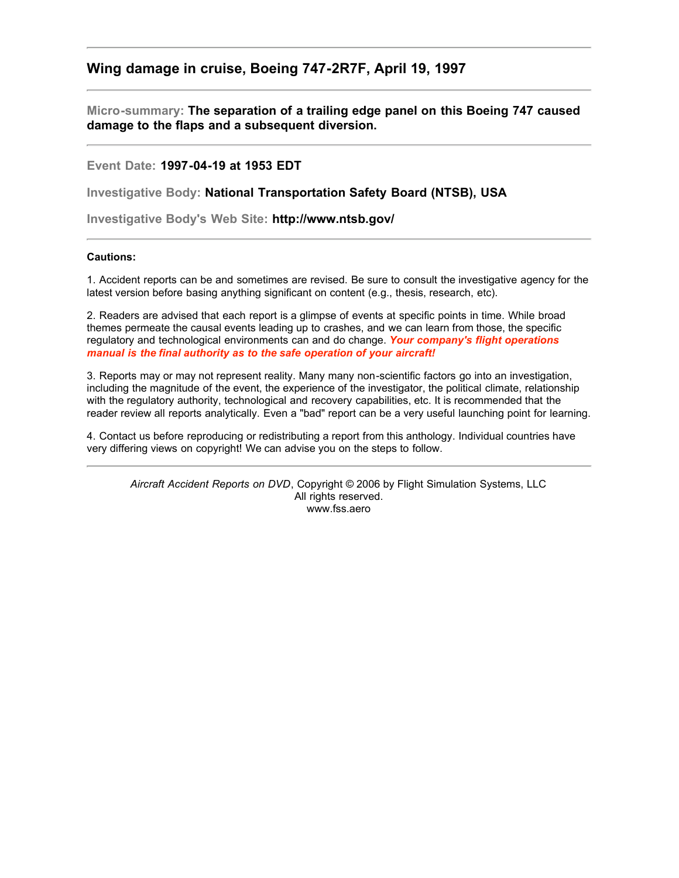## Wing damage in cruise, Boeing 747-2R7F, April 19, 1997

---

**Micro-summary:** **The separation of a trailing edge panel on this Boeing 747 caused damage to the flaps and a subsequent diversion.**

---

**Event Date:** **1997-04-19 at 1953 EDT**

**Investigative Body:** **National Transportation Safety Board (NTSB), USA**

**Investigative Body's Web Site:** **http://www.ntsb.gov/**

---

**Cautions:**

1. Accident reports can be and sometimes are revised. Be sure to consult the investigative agency for the latest version before basing anything significant on content (e.g., thesis, research, etc).

2. Readers are advised that each report is a glimpse of events at specific points in time. While broad themes permeate the causal events leading up to crashes, and we can learn from those, the specific regulatory and technological environments can and do change. ***Your company's flight operations manual is the final authority as to the safe operation of your aircraft!***

3. Reports may or may not represent reality. Many many non-scientific factors go into an investigation, including the magnitude of the event, the experience of the investigator, the political climate, relationship with the regulatory authority, technological and recovery capabilities, etc. It is recommended that the reader review all reports analytically. Even a "bad" report can be a very useful launching point for learning.

4. Contact us before reproducing or redistributing a report from this anthology. Individual countries have very differing views on copyright! We can advise you on the steps to follow.

---

*Aircraft Accident Reports on DVD*, Copyright © 2006 by Flight Simulation Systems, LLC
All rights reserved.
www.fss.aero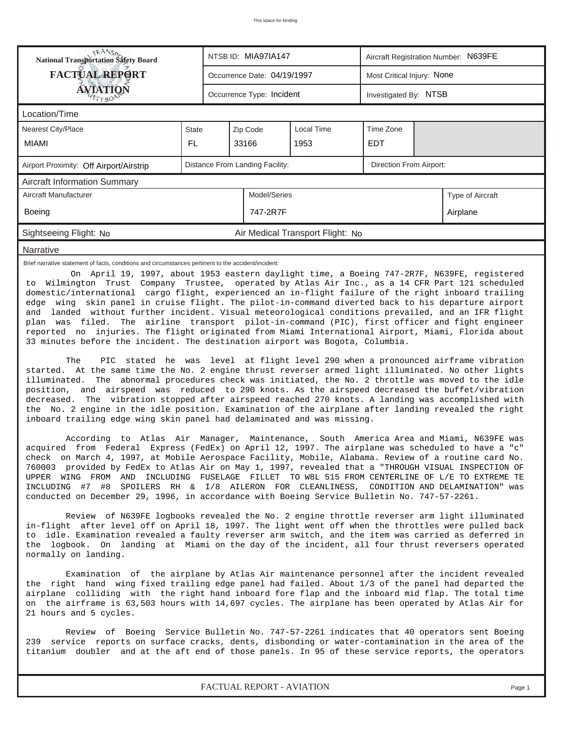This space for binding

| National Transportation Safety Board FACTUAL REPORT AVIATION | NTSB ID: MIA97IA147 | Aircraft Registration Number: N639FE |
|---|---|---|
| | Occurrence Date: 04/19/1997 | Most Critical Injury: None |
| | Occurrence Type: Incident | Investigated By: NTSB |

## Location/Time

| Nearest City/Place | State | Zip Code | Local Time | Time Zone |
|---|---|---|---|---|
| MIAMI | FL | 33166 | 1953 | EDT |

| Airport Proximity: Off Airport/Airstrip | Distance From Landing Facility: | Direction From Airport: |
|---|---|---|

## Aircraft Information Summary

| Aircraft Manufacturer | Model/Series | Type of Aircraft |
|---|---|---|
| Boeing | 747-2R7F | Airplane |

Sightseeing Flight: No    Air Medical Transport Flight: No

## Narrative

Brief narrative statement of facts, conditions and circumstances pertinent to the accident/incident:

On April 19, 1997, about 1953 eastern daylight time, a Boeing 747-2R7F, N639FE, registered to Wilmington Trust Company Trustee, operated by Atlas Air Inc., as a 14 CFR Part 121 scheduled domestic/international cargo flight, experienced an in-flight failure of the right inboard trailing edge wing skin panel in cruise flight. The pilot-in-command diverted back to his departure airport and landed without further incident. Visual meteorological conditions prevailed, and an IFR flight plan was filed. The airline transport pilot-in-command (PIC), first officer and fight engineer reported no injuries. The flight originated from Miami International Airport, Miami, Florida about 33 minutes before the incident. The destination airport was Bogota, Columbia.

The PIC stated he was level at flight level 290 when a pronounced airframe vibration started. At the same time the No. 2 engine thrust reverser armed light illuminated. No other lights illuminated. The abnormal procedures check was initiated, the No. 2 throttle was moved to the idle position, and airspeed was reduced to 290 knots. As the airspeed decreased the buffet/vibration decreased. The vibration stopped after airspeed reached 270 knots. A landing was accomplished with the No. 2 engine in the idle position. Examination of the airplane after landing revealed the right inboard trailing edge wing skin panel had delaminated and was missing.

According to Atlas Air Manager, Maintenance, South America Area and Miami, N639FE was acquired from Federal Express (FedEx) on April 12, 1997. The airplane was scheduled to have a "c" check on March 4, 1997, at Mobile Aerospace Facility, Mobile, Alabama. Review of a routine card No. 760003 provided by FedEx to Atlas Air on May 1, 1997, revealed that a "THROUGH VISUAL INSPECTION OF UPPER WING FROM AND INCLUDING FUSELAGE FILLET TO W8L 515 FROM CENTERLINE OF L/E TO EXTREME TE INCLUDING #7 #8 SPOILERS RH & I/8 AILERON FOR CLEANLINESS, CONDITION AND DELAMINATION" was conducted on December 29, 1996, in accordance with Boeing Service Bulletin No. 747-57-2261.

Review of N639FE logbooks revealed the No. 2 engine throttle reverser arm light illuminated in-flight after level off on April 18, 1997. The light went off when the throttles were pulled back to idle. Examination revealed a faulty reverser arm switch, and the item was carried as deferred in the logbook. On landing at Miami on the day of the incident, all four thrust reversers operated normally on landing.

Examination of the airplane by Atlas Air maintenance personnel after the incident revealed the right hand wing fixed trailing edge panel had failed. About 1/3 of the panel had departed the airplane colliding with the right hand inboard fore flap and the inboard mid flap. The total time on the airframe is 63,503 hours with 14,697 cycles. The airplane has been operated by Atlas Air for 21 hours and 5 cycles.

Review of Boeing Service Bulletin No. 747-57-2261 indicates that 40 operators sent Boeing 239 service reports on surface cracks, dents, disbonding or water-contamination in the area of the titanium doubler and at the aft end of those panels. In 95 of these service reports, the operators

FACTUAL REPORT - AVIATION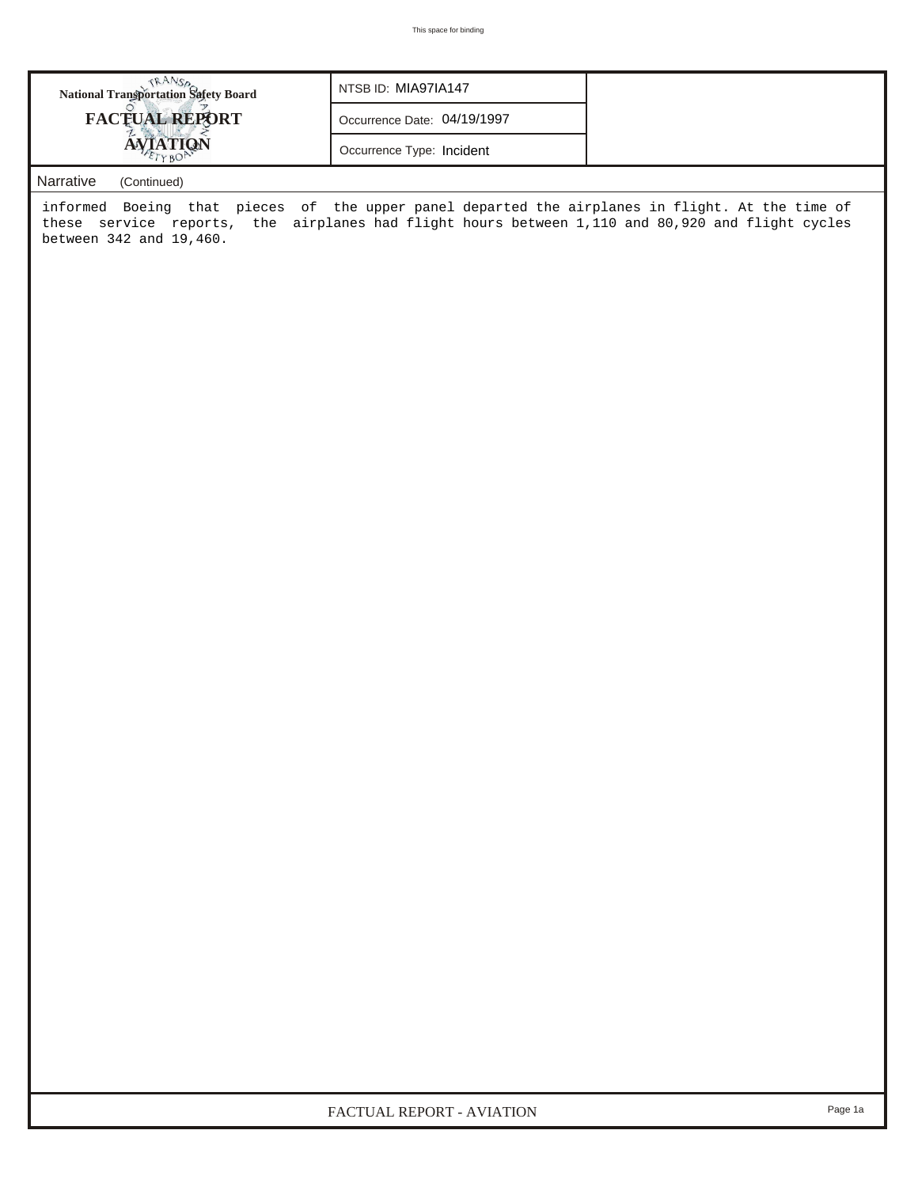| National Transportation Safety Board FACTUAL REPORT AVIATION | NTSB ID: MIA97IA147 |
|---|---|
| | Occurrence Date: 04/19/1997 |
| | Occurrence Type: Incident |

Narrative (Continued)

informed Boeing that pieces of the upper panel departed the airplanes in flight. At the time of these service reports, the airplanes had flight hours between 1,110 and 80,920 and flight cycles between 342 and 19,460.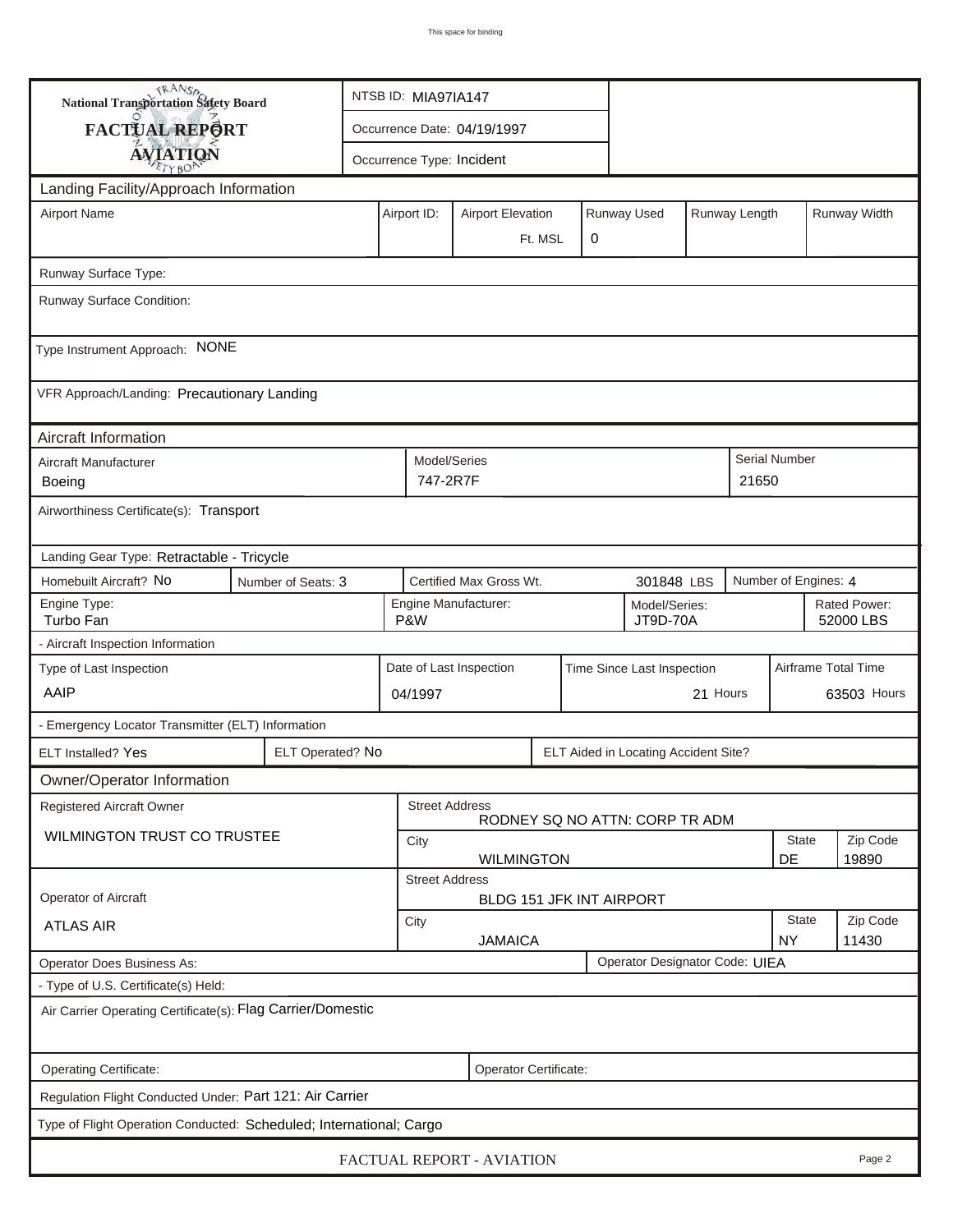This space for binding

| National Transportation Safety Board FACTUAL REPORT AVIATION | NTSB ID: MIA97IA147 |
|---|---|
| | Occurrence Date: 04/19/1997 |
| | Occurrence Type: Incident |

## Landing Facility/Approach Information

| Airport Name | Airport ID: | Airport Elevation | Runway Used | Runway Length | Runway Width |
|---|---|---|---|---|---|
| | | Ft. MSL | 0 | | |

Runway Surface Type:

Runway Surface Condition:

Type Instrument Approach: NONE

VFR Approach/Landing: Precautionary Landing

## Aircraft Information

| Aircraft Manufacturer | Model/Series | Serial Number |
|---|---|---|
| Boeing | 747-2R7F | 21650 |

Airworthiness Certificate(s): Transport

Landing Gear Type: Retractable - Tricycle

| Homebuilt Aircraft? No | Number of Seats: 3 | Certified Max Gross Wt. | 301848 LBS | Number of Engines: 4 |
|---|---|---|---|---|

| Engine Type: | Engine Manufacturer: | Model/Series: | Rated Power: |
|---|---|---|---|
| Turbo Fan | P&W | JT9D-70A | 52000 LBS |

- Aircraft Inspection Information

| Type of Last Inspection | Date of Last Inspection | Time Since Last Inspection | Airframe Total Time |
|---|---|---|---|
| AAIP | 04/1997 | 21 Hours | 63503 Hours |

- Emergency Locator Transmitter (ELT) Information

| ELT Installed? Yes | ELT Operated? No | ELT Aided in Locating Accident Site? |
|---|---|---|

## Owner/Operator Information

| Registered Aircraft Owner | Street Address | | |
|---|---|---|---|
| WILMINGTON TRUST CO TRUSTEE | RODNEY SQ NO ATTN: CORP TR ADM | | |
| | City | State | Zip Code |
| | WILMINGTON | DE | 19890 |

| Operator of Aircraft | Street Address | | |
|---|---|---|---|
| ATLAS AIR | BLDG 151 JFK INT AIRPORT | | |
| | City | State | Zip Code |
| | JAMAICA | NY | 11430 |

| Operator Does Business As: | Operator Designator Code: UIEA |
|---|---|

- Type of U.S. Certificate(s) Held:

Air Carrier Operating Certificate(s): Flag Carrier/Domestic

| Operating Certificate: | Operator Certificate: |
|---|---|

Regulation Flight Conducted Under: Part 121: Air Carrier

Type of Flight Operation Conducted: Scheduled; International; Cargo

FACTUAL REPORT - AVIATION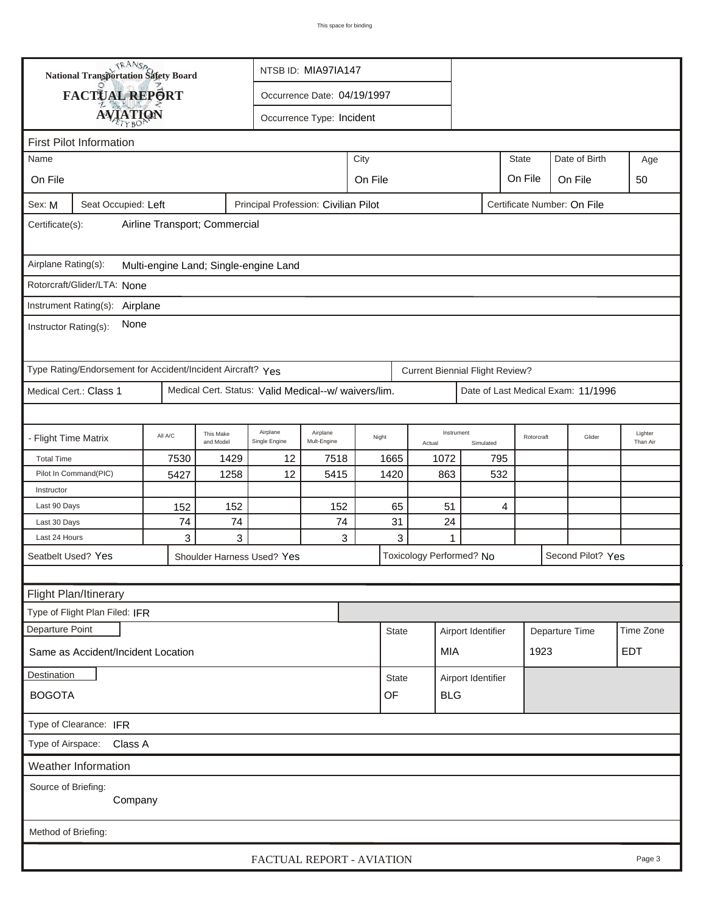**National Transportation Safety Board**

**FACTUAL REPORT**

**AVIATION**

NTSB ID: MIA97IA147

Occurrence Date: 04/19/1997

Occurrence Type: Incident

## First Pilot Information

| Name | City | State | Date of Birth | Age |
|---|---|---|---|---|
| On File | On File | On File | On File | 50 |

Sex: M | Seat Occupied: Left | Principal Profession: Civilian Pilot | Certificate Number: On File

Certificate(s): Airline Transport; Commercial

Airplane Rating(s): Multi-engine Land; Single-engine Land

Rotorcraft/Glider/LTA: None

Instrument Rating(s): Airplane

Instructor Rating(s): None

Type Rating/Endorsement for Accident/Incident Aircraft? Yes

Current Biennial Flight Review?

Medical Cert.: Class 1 | Medical Cert. Status: Valid Medical--w/ waivers/lim. | Date of Last Medical Exam: 11/1996

| - Flight Time Matrix | All A/C | This Make and Model | Airplane Single Engine | Airplane Mult-Engine | Night | Instrument Actual | Instrument Simulated | Rotorcraft | Glider | Lighter Than Air |
|---|---|---|---|---|---|---|---|---|---|---|
| Total Time | 7530 | 1429 | 12 | 7518 | 1665 | 1072 | 795 | | | |
| Pilot In Command(PIC) | 5427 | 1258 | 12 | 5415 | 1420 | 863 | 532 | | | |
| Instructor | | | | | | | | | | |
| Last 90 Days | 152 | 152 | | 152 | 65 | 51 | 4 | | | |
| Last 30 Days | 74 | 74 | | 74 | 31 | 24 | | | | |
| Last 24 Hours | 3 | 3 | | 3 | 3 | 1 | | | | |

Seatbelt Used? Yes | Shoulder Harness Used? Yes | Toxicology Performed? No | Second Pilot? Yes

## Flight Plan/Itinerary

Type of Flight Plan Filed: IFR

| Departure Point | State | Airport Identifier | Departure Time | Time Zone |
|---|---|---|---|---|
| Same as Accident/Incident Location | | MIA | 1923 | EDT |

| Destination | State | Airport Identifier |
|---|---|---|
| BOGOTA | OF | BLG |

Type of Clearance: IFR

Type of Airspace: Class A

## Weather Information

Source of Briefing: Company

Method of Briefing: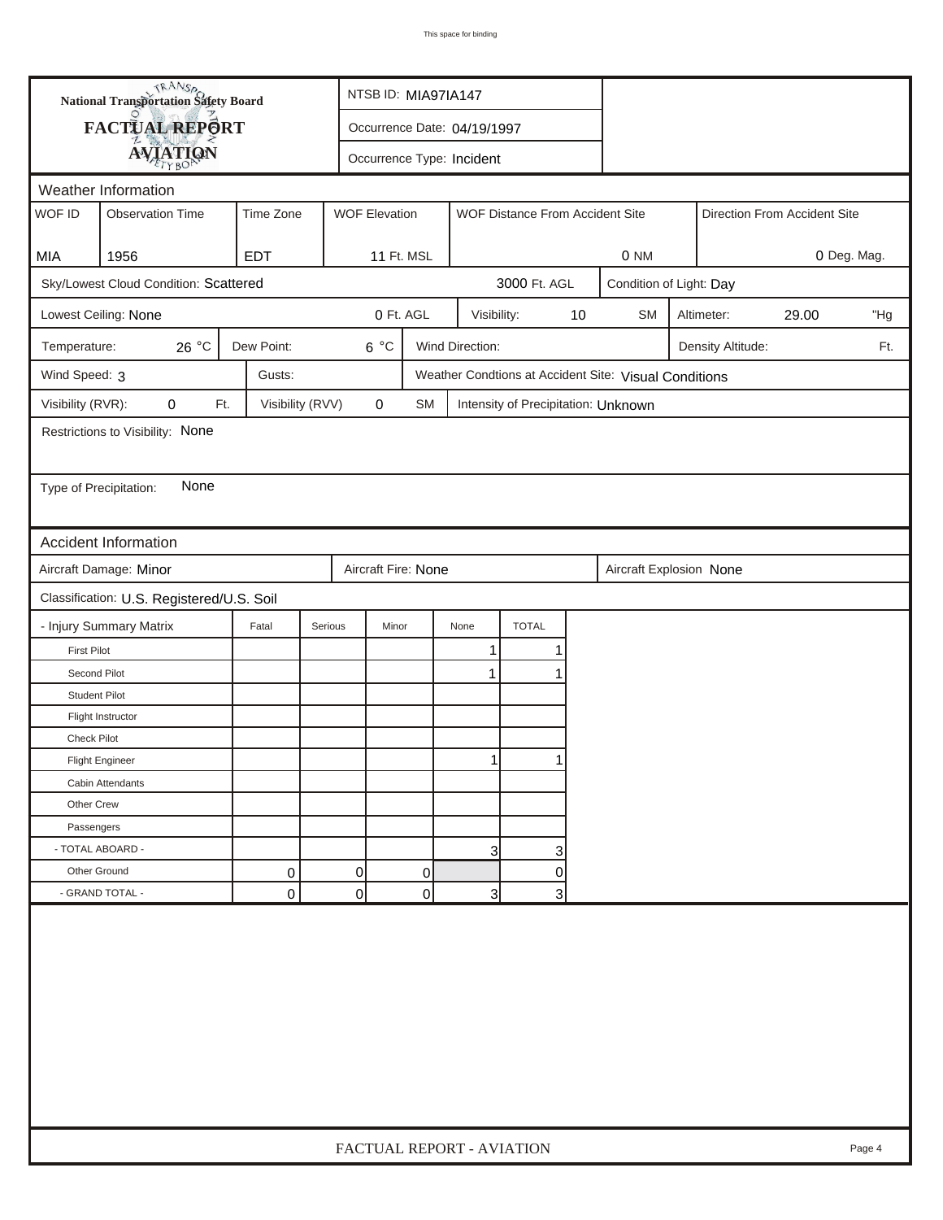This space for binding

**National Transportation Safety Board**

**FACTUAL REPORT**

**AVIATION**

NTSB ID: MIA97IA147

Occurrence Date: 04/19/1997

Occurrence Type: Incident

## Weather Information

| WOF ID | Observation Time | Time Zone | WOF Elevation | WOF Distance From Accident Site | Direction From Accident Site |
|---|---|---|---|---|---|
| MIA | 1956 | EDT | 11 Ft. MSL | 0 NM | 0 Deg. Mag. |

Sky/Lowest Cloud Condition: Scattered 3000 Ft. AGL

Condition of Light: Day

Lowest Ceiling: None 0 Ft. AGL

Visibility: 10 SM

Altimeter: 29.00 "Hg

Temperature: 26 °C

Dew Point: 6 °C

Wind Direction:

Density Altitude: Ft.

Wind Speed: 3

Gusts:

Weather Condtions at Accident Site: Visual Conditions

Visibility (RVR): 0 Ft.

Visibility (RVV) 0 SM

Intensity of Precipitation: Unknown

Restrictions to Visibility: None

Type of Precipitation: None

## Accident Information

Aircraft Damage: Minor

Aircraft Fire: None

Aircraft Explosion None

Classification: U.S. Registered/U.S. Soil

| - Injury Summary Matrix | Fatal | Serious | Minor | None | TOTAL |
|---|---|---|---|---|---|
| First Pilot | | | | 1 | 1 |
| Second Pilot | | | | 1 | 1 |
| Student Pilot | | | | | |
| Flight Instructor | | | | | |
| Check Pilot | | | | | |
| Flight Engineer | | | | 1 | 1 |
| Cabin Attendants | | | | | |
| Other Crew | | | | | |
| Passengers | | | | | |
| - TOTAL ABOARD - | | | | 3 | 3 |
| Other Ground | 0 | 0 | 0 | | 0 |
| - GRAND TOTAL - | 0 | 0 | 0 | 3 | 3 |

FACTUAL REPORT - AVIATION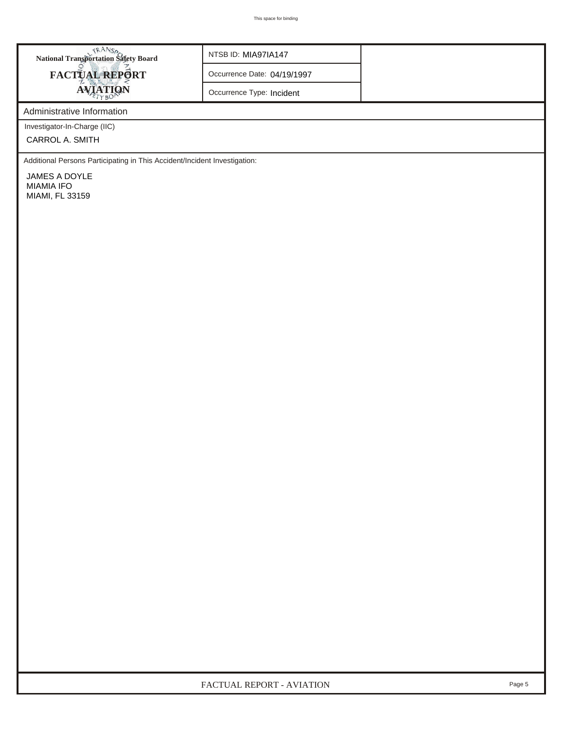This space for binding

**National Transportation Safety Board**

**FACTUAL REPORT**

**AVIATION**

| | |
|---|---|
| NTSB ID: MIA97IA147 | |
| Occurrence Date: 04/19/1997 | |
| Occurrence Type: Incident | |

## Administrative Information

Investigator-In-Charge (IIC)

CARROL A. SMITH

Additional Persons Participating in This Accident/Incident Investigation:

JAMES A DOYLE
MIAMIA IFO
MIAMI, FL 33159